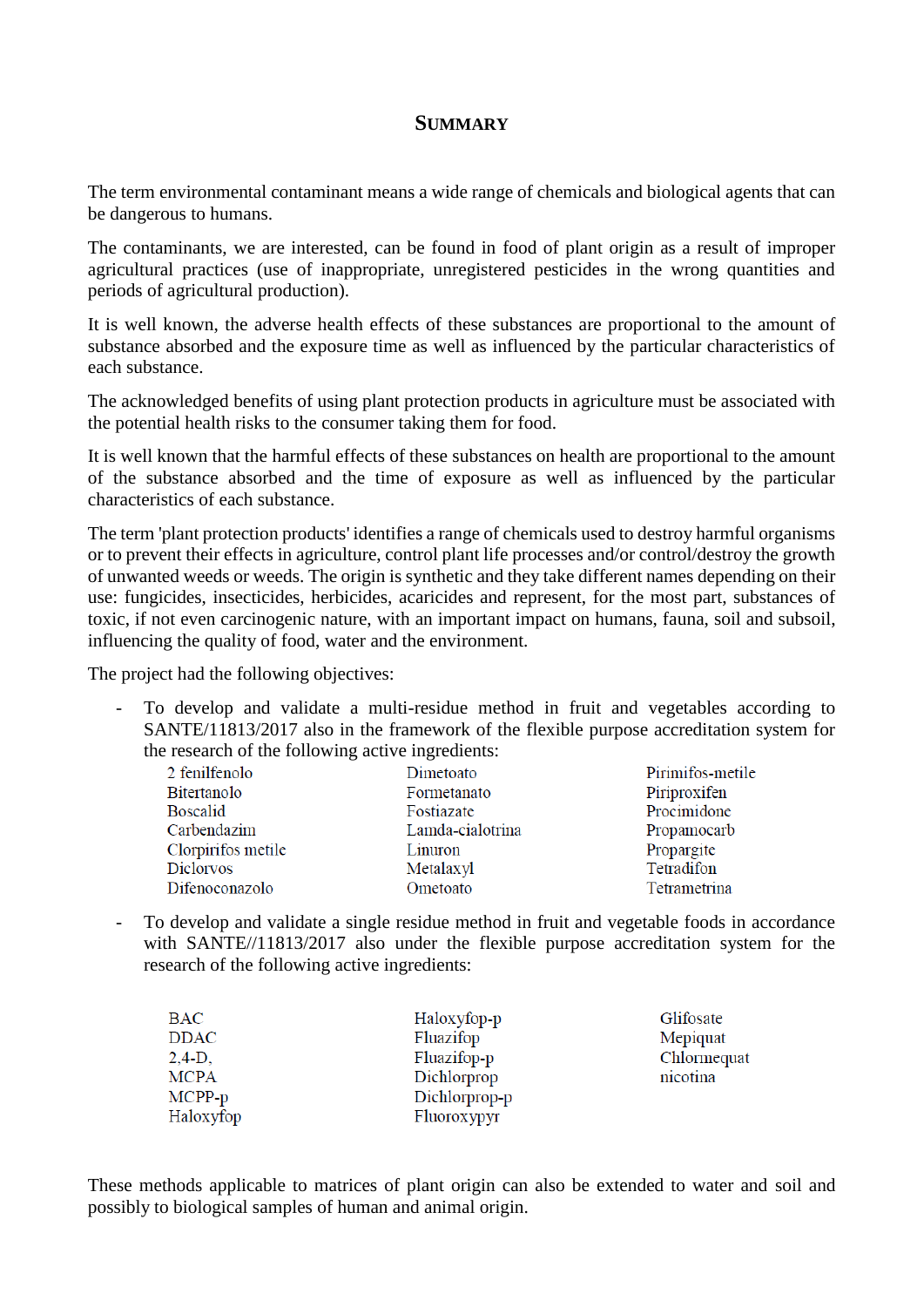## Summary

The term environmental contaminant means a wide range of chemicals and biological agents that can be dangerous to humans.

The contaminants, we are interested, can be found in food of plant origin as a result of improper agricultural practices (use of inappropriate, unregistered pesticides in the wrong quantities and periods of agricultural production).

It is well known, the adverse health effects of these substances are proportional to the amount of substance absorbed and the exposure time as well as influenced by the particular characteristics of each substance.

The acknowledged benefits of using plant protection products in agriculture must be associated with the potential health risks to the consumer taking them for food.

It is well known that the harmful effects of these substances on health are proportional to the amount of the substance absorbed and the time of exposure as well as influenced by the particular characteristics of each substance.

The term 'plant protection products' identifies a range of chemicals used to destroy harmful organisms or to prevent their effects in agriculture, control plant life processes and/or control/destroy the growth of unwanted weeds or weeds. The origin is synthetic and they take different names depending on their use: fungicides, insecticides, herbicides, acaricides and represent, for the most part, substances of toxic, if not even carcinogenic nature, with an important impact on humans, fauna, soil and subsoil, influencing the quality of food, water and the environment.

The project had the following objectives:

- To develop and validate a multi-residue method in fruit and vegetables according to SANTE/11813/2017 also in the framework of the flexible purpose accreditation system for the research of the following active ingredients:

| | | |
|---|---|---|
| 2 fenilfenolo | Dimetoato | Pirimifos-metile |
| Bitertanolo | Formetanato | Piriproxifen |
| Boscalid | Fostiazate | Procimidone |
| Carbendazim | Lamda-cialotrina | Propamocarb |
| Clorpirifos metile | Linuron | Propargite |
| Diclorvos | Metalaxyl | Tetradifon |
| Difenoconazolo | Ometoato | Tetrametrina |

- To develop and validate a single residue method in fruit and vegetable foods in accordance with SANTE//11813/2017 also under the flexible purpose accreditation system for the research of the following active ingredients:

| | | |
|---|---|---|
| BAC | Haloxyfop-p | Glifosate |
| DDAC | Fluazifop | Mepiquat |
| 2,4-D, | Fluazifop-p | Chlormequat |
| MCPA | Dichlorprop | nicotina |
| MCPP-p | Dichlorprop-p | |
| Haloxyfop | Fluoroxypyr | |

These methods applicable to matrices of plant origin can also be extended to water and soil and possibly to biological samples of human and animal origin.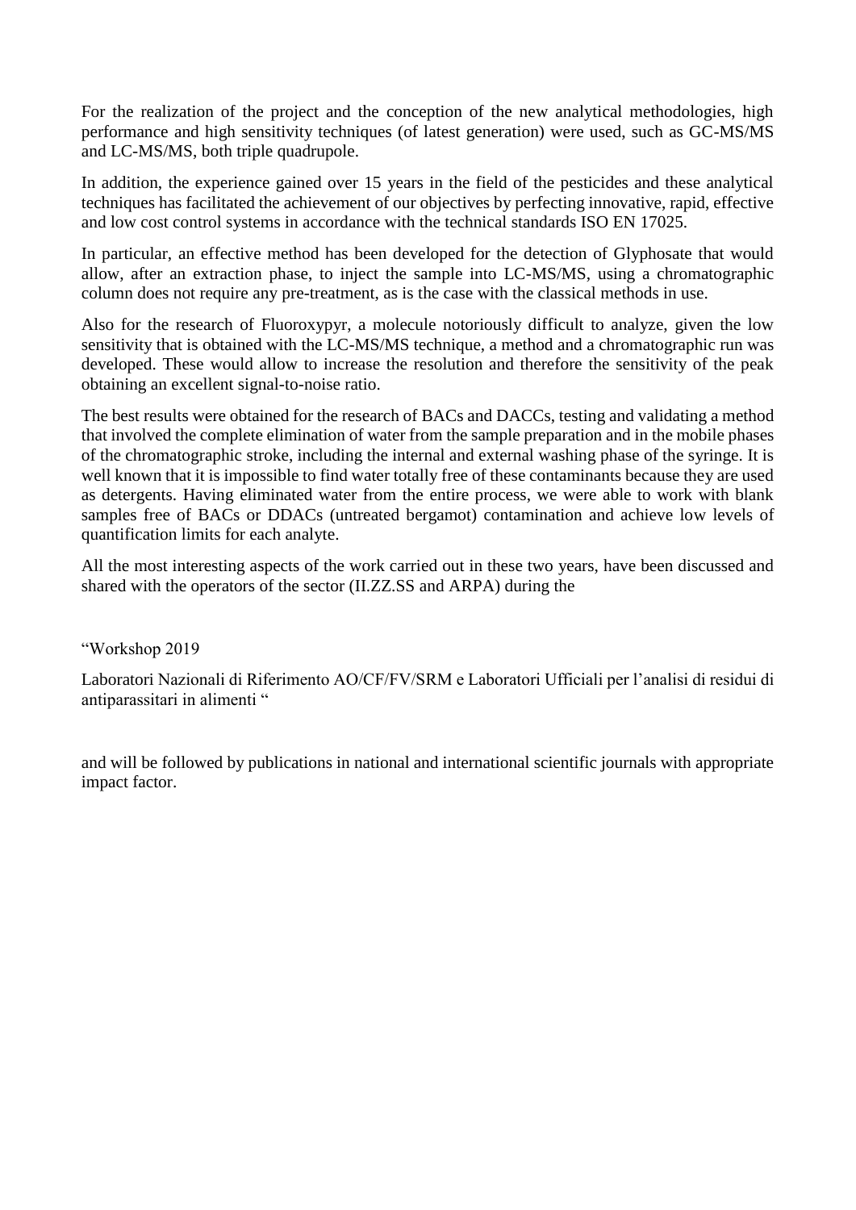For the realization of the project and the conception of the new analytical methodologies, high performance and high sensitivity techniques (of latest generation) were used, such as GC-MS/MS and LC-MS/MS, both triple quadrupole.

In addition, the experience gained over 15 years in the field of the pesticides and these analytical techniques has facilitated the achievement of our objectives by perfecting innovative, rapid, effective and low cost control systems in accordance with the technical standards ISO EN 17025.

In particular, an effective method has been developed for the detection of Glyphosate that would allow, after an extraction phase, to inject the sample into LC-MS/MS, using a chromatographic column does not require any pre-treatment, as is the case with the classical methods in use.

Also for the research of Fluoroxypyr, a molecule notoriously difficult to analyze, given the low sensitivity that is obtained with the LC-MS/MS technique, a method and a chromatographic run was developed. These would allow to increase the resolution and therefore the sensitivity of the peak obtaining an excellent signal-to-noise ratio.

The best results were obtained for the research of BACs and DACCs, testing and validating a method that involved the complete elimination of water from the sample preparation and in the mobile phases of the chromatographic stroke, including the internal and external washing phase of the syringe. It is well known that it is impossible to find water totally free of these contaminants because they are used as detergents. Having eliminated water from the entire process, we were able to work with blank samples free of BACs or DDACs (untreated bergamot) contamination and achieve low levels of quantification limits for each analyte.

All the most interesting aspects of the work carried out in these two years, have been discussed and shared with the operators of the sector (II.ZZ.SS and ARPA) during the

"Workshop 2019

Laboratori Nazionali di Riferimento AO/CF/FV/SRM e Laboratori Ufficiali per l'analisi di residui di antiparassitari in alimenti "

and will be followed by publications in national and international scientific journals with appropriate impact factor.